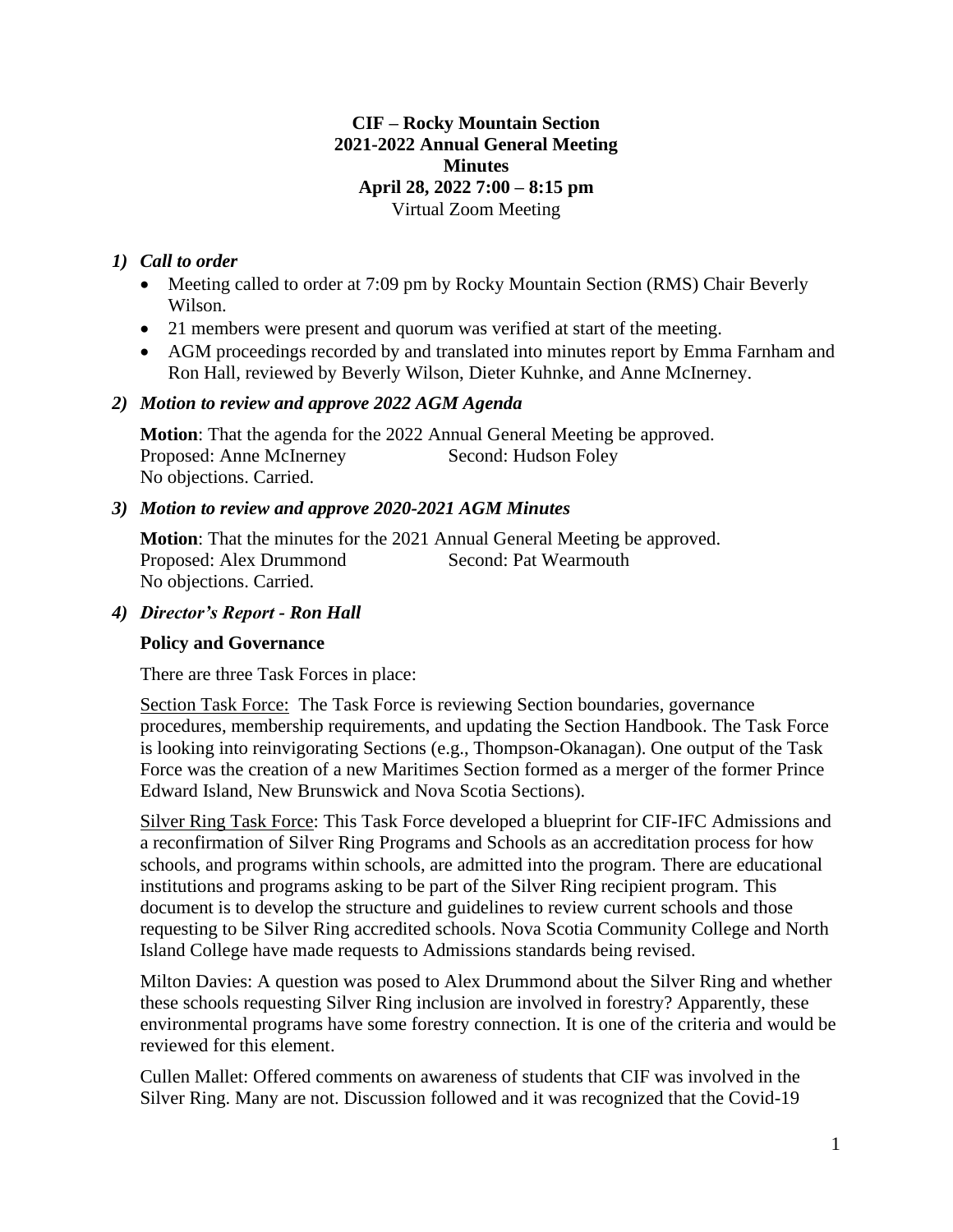**CIF – Rocky Mountain Section**
**2021-2022 Annual General Meeting**
**Minutes**
**April 28, 2022 7:00 – 8:15 pm**
Virtual Zoom Meeting

### *1) Call to order*

- Meeting called to order at 7:09 pm by Rocky Mountain Section (RMS) Chair Beverly Wilson.
- 21 members were present and quorum was verified at start of the meeting.
- AGM proceedings recorded by and translated into minutes report by Emma Farnham and Ron Hall, reviewed by Beverly Wilson, Dieter Kuhnke, and Anne McInerney.

### *2) Motion to review and approve 2022 AGM Agenda*

**Motion**: That the agenda for the 2022 Annual General Meeting be approved.
Proposed: Anne McInerney    Second: Hudson Foley
No objections. Carried.

### *3) Motion to review and approve 2020-2021 AGM Minutes*

**Motion**: That the minutes for the 2021 Annual General Meeting be approved.
Proposed: Alex Drummond    Second: Pat Wearmouth
No objections. Carried.

### *4) Director's Report - Ron Hall*

**Policy and Governance**

There are three Task Forces in place:

Section Task Force: The Task Force is reviewing Section boundaries, governance procedures, membership requirements, and updating the Section Handbook. The Task Force is looking into reinvigorating Sections (e.g., Thompson-Okanagan). One output of the Task Force was the creation of a new Maritimes Section formed as a merger of the former Prince Edward Island, New Brunswick and Nova Scotia Sections).

Silver Ring Task Force: This Task Force developed a blueprint for CIF-IFC Admissions and a reconfirmation of Silver Ring Programs and Schools as an accreditation process for how schools, and programs within schools, are admitted into the program. There are educational institutions and programs asking to be part of the Silver Ring recipient program. This document is to develop the structure and guidelines to review current schools and those requesting to be Silver Ring accredited schools. Nova Scotia Community College and North Island College have made requests to Admissions standards being revised.

Milton Davies: A question was posed to Alex Drummond about the Silver Ring and whether these schools requesting Silver Ring inclusion are involved in forestry? Apparently, these environmental programs have some forestry connection. It is one of the criteria and would be reviewed for this element.

Cullen Mallet: Offered comments on awareness of students that CIF was involved in the Silver Ring. Many are not. Discussion followed and it was recognized that the Covid-19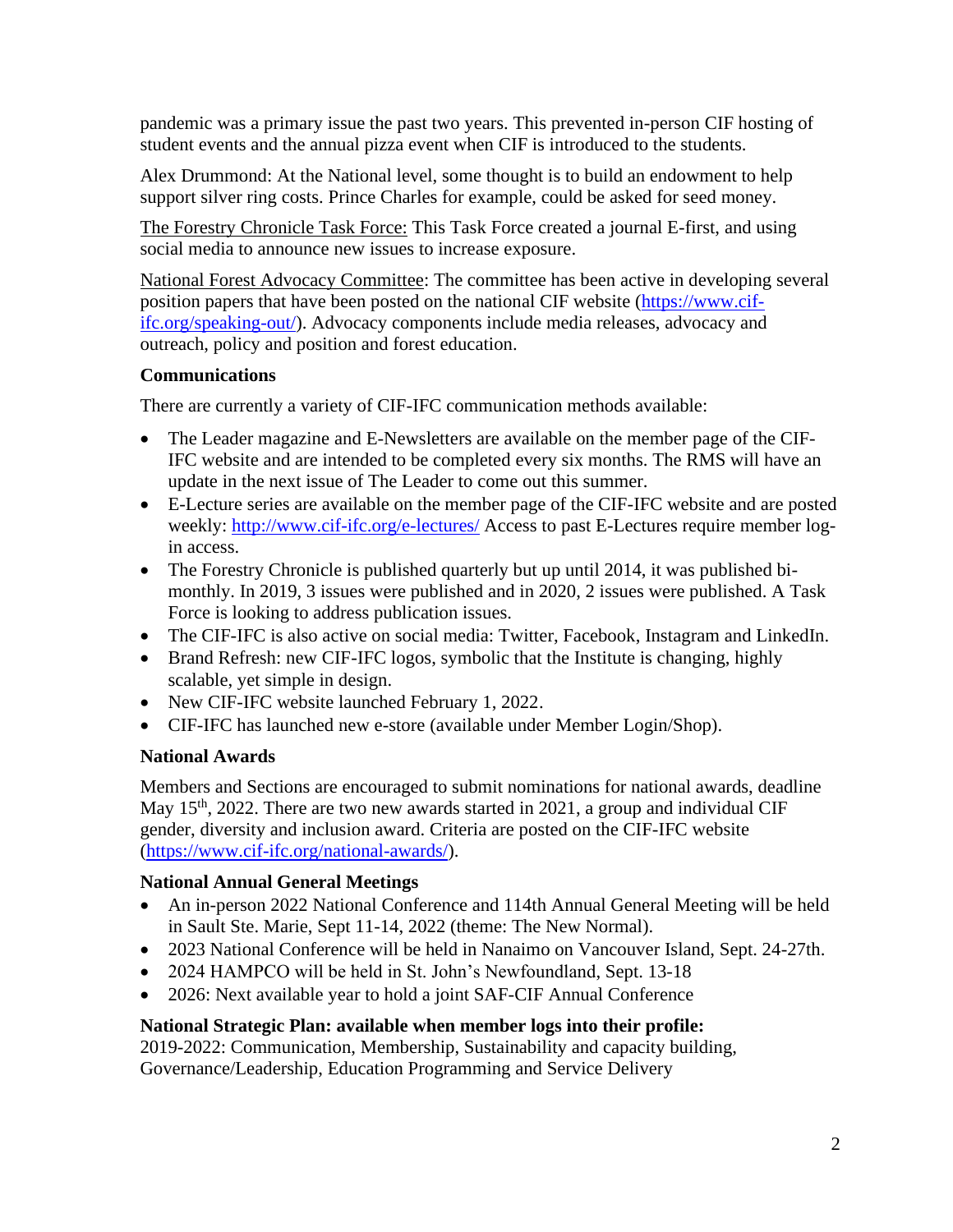pandemic was a primary issue the past two years. This prevented in-person CIF hosting of student events and the annual pizza event when CIF is introduced to the students.

Alex Drummond: At the National level, some thought is to build an endowment to help support silver ring costs. Prince Charles for example, could be asked for seed money.

The Forestry Chronicle Task Force: This Task Force created a journal E-first, and using social media to announce new issues to increase exposure.

National Forest Advocacy Committee: The committee has been active in developing several position papers that have been posted on the national CIF website (https://www.cif-ifc.org/speaking-out/). Advocacy components include media releases, advocacy and outreach, policy and position and forest education.

**Communications**

There are currently a variety of CIF-IFC communication methods available:

- The Leader magazine and E-Newsletters are available on the member page of the CIF-IFC website and are intended to be completed every six months. The RMS will have an update in the next issue of The Leader to come out this summer.
- E-Lecture series are available on the member page of the CIF-IFC website and are posted weekly: http://www.cif-ifc.org/e-lectures/ Access to past E-Lectures require member log-in access.
- The Forestry Chronicle is published quarterly but up until 2014, it was published bi-monthly. In 2019, 3 issues were published and in 2020, 2 issues were published. A Task Force is looking to address publication issues.
- The CIF-IFC is also active on social media: Twitter, Facebook, Instagram and LinkedIn.
- Brand Refresh: new CIF-IFC logos, symbolic that the Institute is changing, highly scalable, yet simple in design.
- New CIF-IFC website launched February 1, 2022.
- CIF-IFC has launched new e-store (available under Member Login/Shop).

**National Awards**

Members and Sections are encouraged to submit nominations for national awards, deadline May 15th, 2022. There are two new awards started in 2021, a group and individual CIF gender, diversity and inclusion award. Criteria are posted on the CIF-IFC website (https://www.cif-ifc.org/national-awards/).

**National Annual General Meetings**

- An in-person 2022 National Conference and 114th Annual General Meeting will be held in Sault Ste. Marie, Sept 11-14, 2022 (theme: The New Normal).
- 2023 National Conference will be held in Nanaimo on Vancouver Island, Sept. 24-27th.
- 2024 HAMPCO will be held in St. John's Newfoundland, Sept. 13-18
- 2026: Next available year to hold a joint SAF-CIF Annual Conference

**National Strategic Plan: available when member logs into their profile:**
2019-2022: Communication, Membership, Sustainability and capacity building, Governance/Leadership, Education Programming and Service Delivery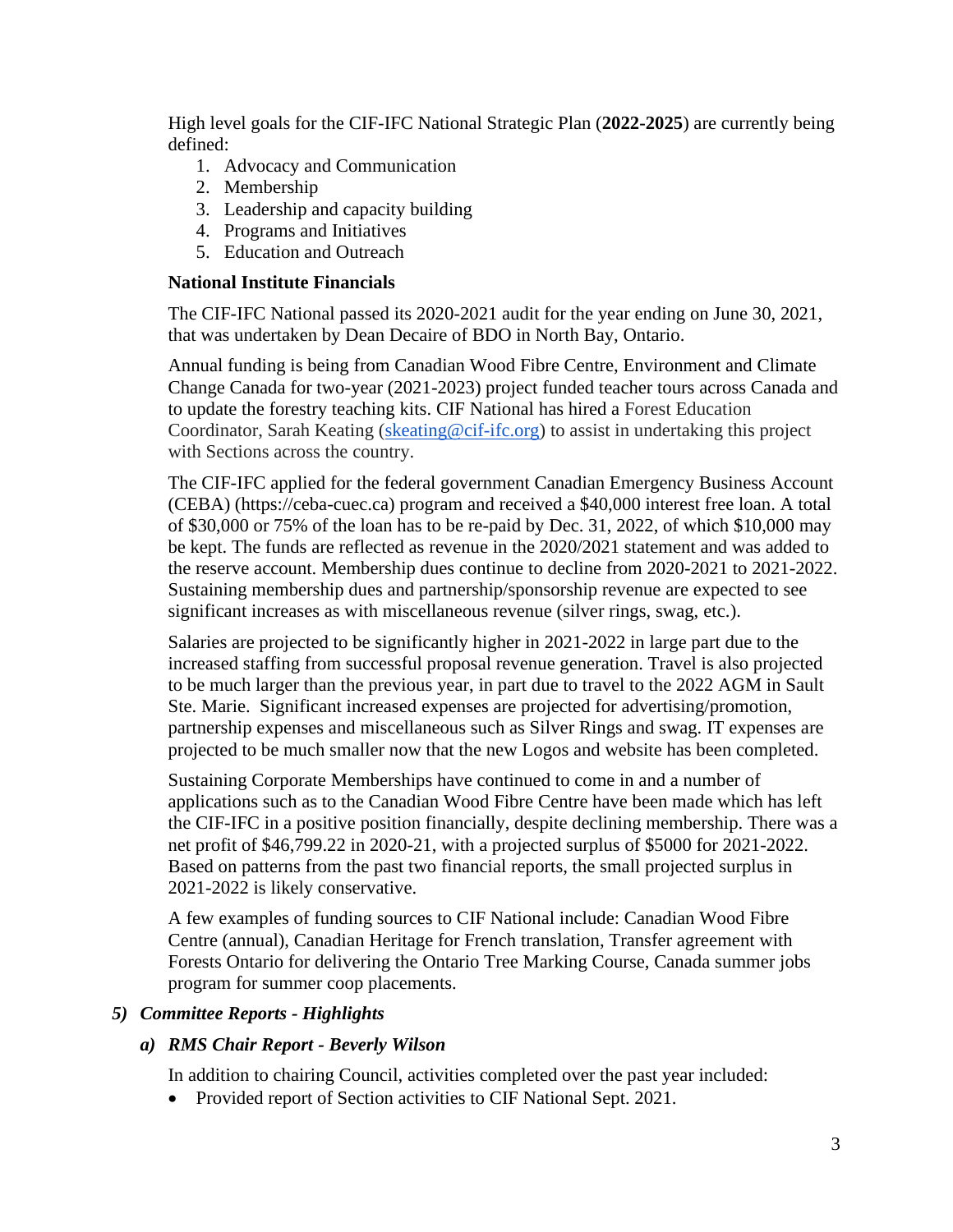High level goals for the CIF-IFC National Strategic Plan (**2022-2025**) are currently being defined:

1. Advocacy and Communication
2. Membership
3. Leadership and capacity building
4. Programs and Initiatives
5. Education and Outreach

**National Institute Financials**

The CIF-IFC National passed its 2020-2021 audit for the year ending on June 30, 2021, that was undertaken by Dean Decaire of BDO in North Bay, Ontario.

Annual funding is being from Canadian Wood Fibre Centre, Environment and Climate Change Canada for two-year (2021-2023) project funded teacher tours across Canada and to update the forestry teaching kits. CIF National has hired a Forest Education Coordinator, Sarah Keating (skeating@cif-ifc.org) to assist in undertaking this project with Sections across the country.

The CIF-IFC applied for the federal government Canadian Emergency Business Account (CEBA) (https://ceba-cuec.ca) program and received a $40,000 interest free loan. A total of $30,000 or 75% of the loan has to be re-paid by Dec. 31, 2022, of which $10,000 may be kept. The funds are reflected as revenue in the 2020/2021 statement and was added to the reserve account. Membership dues continue to decline from 2020-2021 to 2021-2022. Sustaining membership dues and partnership/sponsorship revenue are expected to see significant increases as with miscellaneous revenue (silver rings, swag, etc.).

Salaries are projected to be significantly higher in 2021-2022 in large part due to the increased staffing from successful proposal revenue generation. Travel is also projected to be much larger than the previous year, in part due to travel to the 2022 AGM in Sault Ste. Marie. Significant increased expenses are projected for advertising/promotion, partnership expenses and miscellaneous such as Silver Rings and swag. IT expenses are projected to be much smaller now that the new Logos and website has been completed.

Sustaining Corporate Memberships have continued to come in and a number of applications such as to the Canadian Wood Fibre Centre have been made which has left the CIF-IFC in a positive position financially, despite declining membership. There was a net profit of $46,799.22 in 2020-21, with a projected surplus of $5000 for 2021-2022. Based on patterns from the past two financial reports, the small projected surplus in 2021-2022 is likely conservative.

A few examples of funding sources to CIF National include: Canadian Wood Fibre Centre (annual), Canadian Heritage for French translation, Transfer agreement with Forests Ontario for delivering the Ontario Tree Marking Course, Canada summer jobs program for summer coop placements.

## *5) Committee Reports - Highlights*

### *a) RMS Chair Report - Beverly Wilson*

In addition to chairing Council, activities completed over the past year included:

- Provided report of Section activities to CIF National Sept. 2021.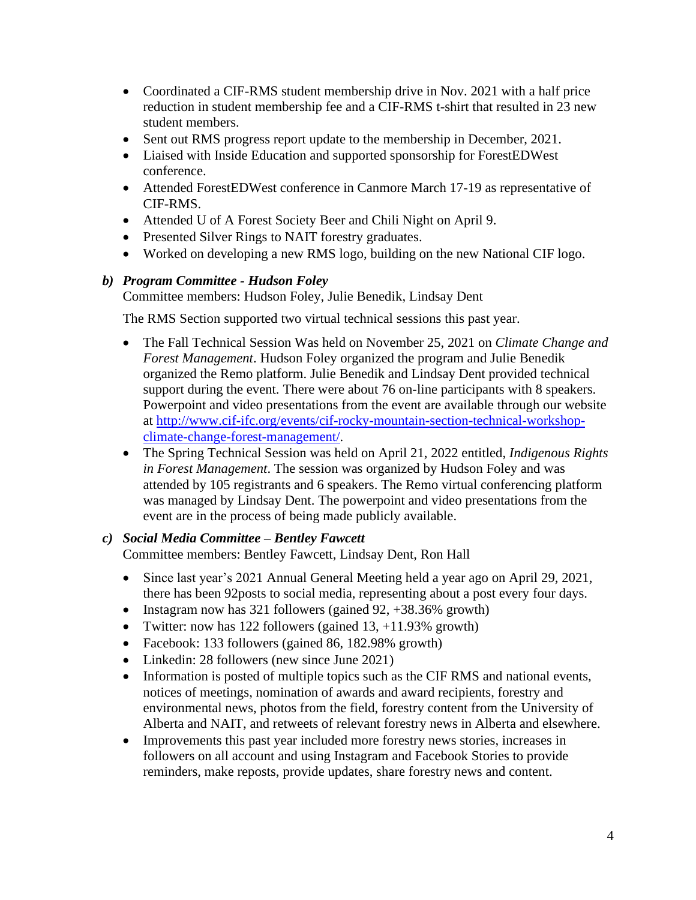- Coordinated a CIF-RMS student membership drive in Nov. 2021 with a half price reduction in student membership fee and a CIF-RMS t-shirt that resulted in 23 new student members.
- Sent out RMS progress report update to the membership in December, 2021.
- Liaised with Inside Education and supported sponsorship for ForestEDWest conference.
- Attended ForestEDWest conference in Canmore March 17-19 as representative of CIF-RMS.
- Attended U of A Forest Society Beer and Chili Night on April 9.
- Presented Silver Rings to NAIT forestry graduates.
- Worked on developing a new RMS logo, building on the new National CIF logo.

### *b) Program Committee - Hudson Foley*

Committee members: Hudson Foley, Julie Benedik, Lindsay Dent

The RMS Section supported two virtual technical sessions this past year.

- The Fall Technical Session Was held on November 25, 2021 on *Climate Change and Forest Management*. Hudson Foley organized the program and Julie Benedik organized the Remo platform. Julie Benedik and Lindsay Dent provided technical support during the event. There were about 76 on-line participants with 8 speakers. Powerpoint and video presentations from the event are available through our website at [http://www.cif-ifc.org/events/cif-rocky-mountain-section-technical-workshop-climate-change-forest-management/](http://www.cif-ifc.org/events/cif-rocky-mountain-section-technical-workshop-climate-change-forest-management/).
- The Spring Technical Session was held on April 21, 2022 entitled, *Indigenous Rights in Forest Management*. The session was organized by Hudson Foley and was attended by 105 registrants and 6 speakers. The Remo virtual conferencing platform was managed by Lindsay Dent. The powerpoint and video presentations from the event are in the process of being made publicly available.

### *c) Social Media Committee – Bentley Fawcett*

Committee members: Bentley Fawcett, Lindsay Dent, Ron Hall

- Since last year's 2021 Annual General Meeting held a year ago on April 29, 2021, there has been 92posts to social media, representing about a post every four days.
- Instagram now has 321 followers (gained 92, +38.36% growth)
- Twitter: now has 122 followers (gained 13, +11.93% growth)
- Facebook: 133 followers (gained 86, 182.98% growth)
- Linkedin: 28 followers (new since June 2021)
- Information is posted of multiple topics such as the CIF RMS and national events, notices of meetings, nomination of awards and award recipients, forestry and environmental news, photos from the field, forestry content from the University of Alberta and NAIT, and retweets of relevant forestry news in Alberta and elsewhere.
- Improvements this past year included more forestry news stories, increases in followers on all account and using Instagram and Facebook Stories to provide reminders, make reposts, provide updates, share forestry news and content.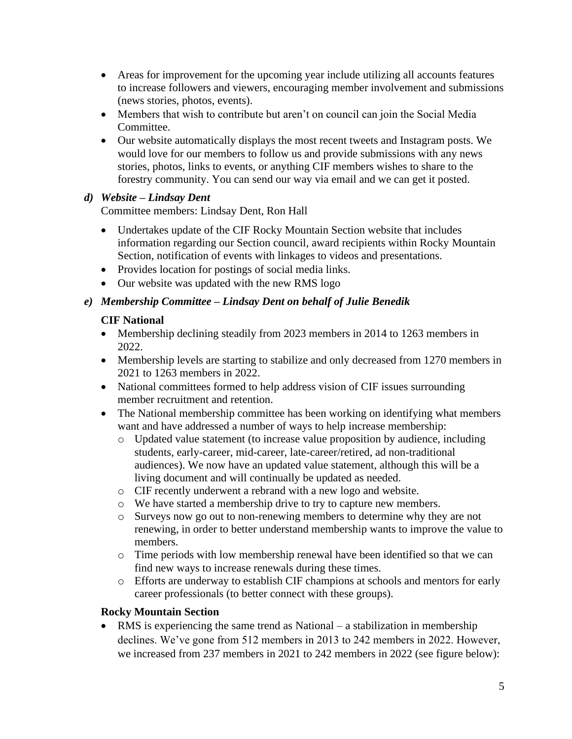- Areas for improvement for the upcoming year include utilizing all accounts features to increase followers and viewers, encouraging member involvement and submissions (news stories, photos, events).
- Members that wish to contribute but aren't on council can join the Social Media Committee.
- Our website automatically displays the most recent tweets and Instagram posts. We would love for our members to follow us and provide submissions with any news stories, photos, links to events, or anything CIF members wishes to share to the forestry community. You can send our way via email and we can get it posted.

***d) Website – Lindsay Dent***

Committee members: Lindsay Dent, Ron Hall

- Undertakes update of the CIF Rocky Mountain Section website that includes information regarding our Section council, award recipients within Rocky Mountain Section, notification of events with linkages to videos and presentations.
- Provides location for postings of social media links.
- Our website was updated with the new RMS logo

***e) Membership Committee – Lindsay Dent on behalf of Julie Benedik***

**CIF National**

- Membership declining steadily from 2023 members in 2014 to 1263 members in 2022.
- Membership levels are starting to stabilize and only decreased from 1270 members in 2021 to 1263 members in 2022.
- National committees formed to help address vision of CIF issues surrounding member recruitment and retention.
- The National membership committee has been working on identifying what members want and have addressed a number of ways to help increase membership:
  - Updated value statement (to increase value proposition by audience, including students, early-career, mid-career, late-career/retired, ad non-traditional audiences). We now have an updated value statement, although this will be a living document and will continually be updated as needed.
  - CIF recently underwent a rebrand with a new logo and website.
  - We have started a membership drive to try to capture new members.
  - Surveys now go out to non-renewing members to determine why they are not renewing, in order to better understand membership wants to improve the value to members.
  - Time periods with low membership renewal have been identified so that we can find new ways to increase renewals during these times.
  - Efforts are underway to establish CIF champions at schools and mentors for early career professionals (to better connect with these groups).

**Rocky Mountain Section**

- RMS is experiencing the same trend as National – a stabilization in membership declines. We've gone from 512 members in 2013 to 242 members in 2022. However, we increased from 237 members in 2021 to 242 members in 2022 (see figure below):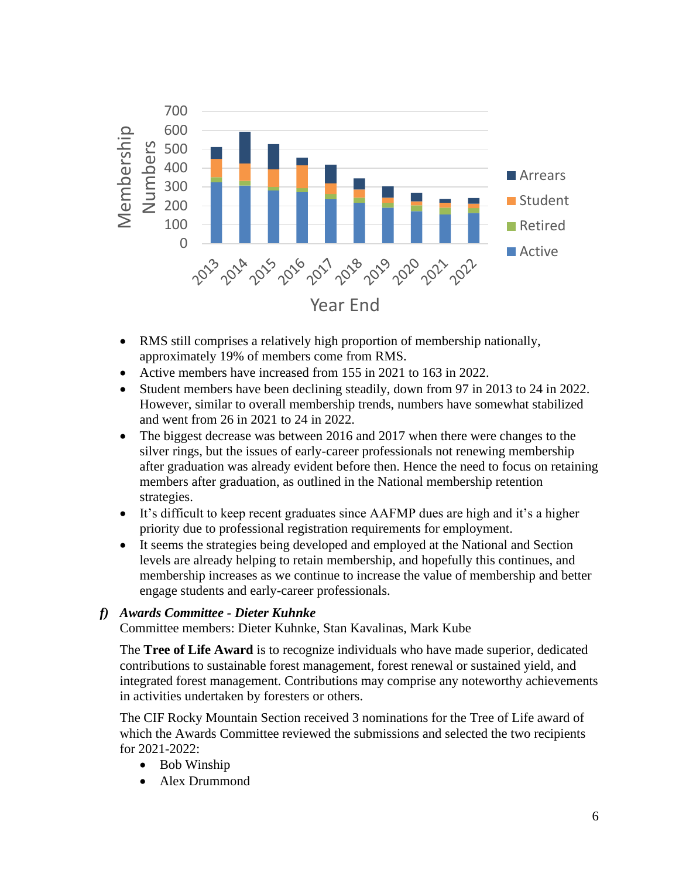- RMS still comprises a relatively high proportion of membership nationally, approximately 19% of members come from RMS.
- Active members have increased from 155 in 2021 to 163 in 2022.
- Student members have been declining steadily, down from 97 in 2013 to 24 in 2022. However, similar to overall membership trends, numbers have somewhat stabilized and went from 26 in 2021 to 24 in 2022.
- The biggest decrease was between 2016 and 2017 when there were changes to the silver rings, but the issues of early-career professionals not renewing membership after graduation was already evident before then. Hence the need to focus on retaining members after graduation, as outlined in the National membership retention strategies.
- It's difficult to keep recent graduates since AAFMP dues are high and it's a higher priority due to professional registration requirements for employment.
- It seems the strategies being developed and employed at the National and Section levels are already helping to retain membership, and hopefully this continues, and membership increases as we continue to increase the value of membership and better engage students and early-career professionals.

***f) Awards Committee - Dieter Kuhnke***

Committee members: Dieter Kuhnke, Stan Kavalinas, Mark Kube

The **Tree of Life Award** is to recognize individuals who have made superior, dedicated contributions to sustainable forest management, forest renewal or sustained yield, and integrated forest management. Contributions may comprise any noteworthy achievements in activities undertaken by foresters or others.

The CIF Rocky Mountain Section received 3 nominations for the Tree of Life award of which the Awards Committee reviewed the submissions and selected the two recipients for 2021-2022:

- Bob Winship
- Alex Drummond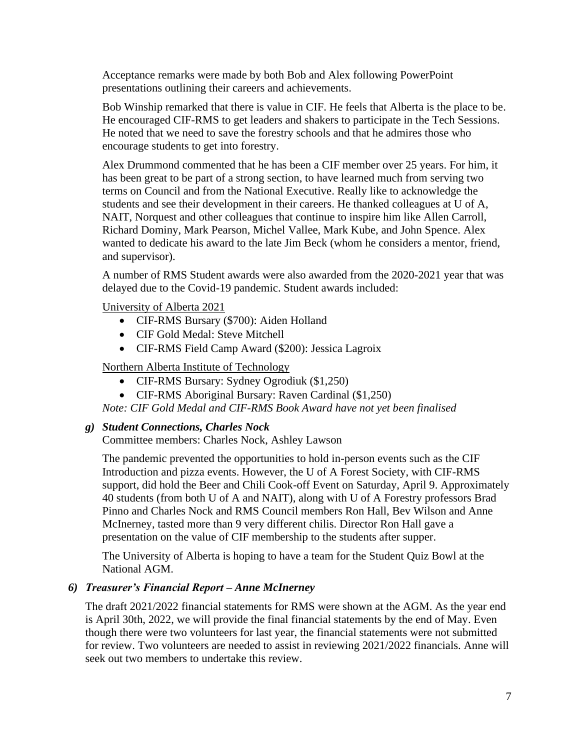Acceptance remarks were made by both Bob and Alex following PowerPoint presentations outlining their careers and achievements.

Bob Winship remarked that there is value in CIF. He feels that Alberta is the place to be. He encouraged CIF-RMS to get leaders and shakers to participate in the Tech Sessions. He noted that we need to save the forestry schools and that he admires those who encourage students to get into forestry.

Alex Drummond commented that he has been a CIF member over 25 years. For him, it has been great to be part of a strong section, to have learned much from serving two terms on Council and from the National Executive. Really like to acknowledge the students and see their development in their careers. He thanked colleagues at U of A, NAIT, Norquest and other colleagues that continue to inspire him like Allen Carroll, Richard Dominy, Mark Pearson, Michel Vallee, Mark Kube, and John Spence. Alex wanted to dedicate his award to the late Jim Beck (whom he considers a mentor, friend, and supervisor).

A number of RMS Student awards were also awarded from the 2020-2021 year that was delayed due to the Covid-19 pandemic. Student awards included:

<u>University of Alberta 2021</u>

- CIF-RMS Bursary ($700): Aiden Holland
- CIF Gold Medal: Steve Mitchell
- CIF-RMS Field Camp Award ($200): Jessica Lagroix

<u>Northern Alberta Institute of Technology</u>

- CIF-RMS Bursary: Sydney Ogrodiuk ($1,250)
- CIF-RMS Aboriginal Bursary: Raven Cardinal ($1,250)

*Note: CIF Gold Medal and CIF-RMS Book Award have not yet been finalised*

***g) Student Connections, Charles Nock***

Committee members: Charles Nock, Ashley Lawson

The pandemic prevented the opportunities to hold in-person events such as the CIF Introduction and pizza events. However, the U of A Forest Society, with CIF-RMS support, did hold the Beer and Chili Cook-off Event on Saturday, April 9. Approximately 40 students (from both U of A and NAIT), along with U of A Forestry professors Brad Pinno and Charles Nock and RMS Council members Ron Hall, Bev Wilson and Anne McInerney, tasted more than 9 very different chilis. Director Ron Hall gave a presentation on the value of CIF membership to the students after supper.

The University of Alberta is hoping to have a team for the Student Quiz Bowl at the National AGM.

***6) Treasurer's Financial Report – Anne McInerney***

The draft 2021/2022 financial statements for RMS were shown at the AGM. As the year end is April 30th, 2022, we will provide the final financial statements by the end of May. Even though there were two volunteers for last year, the financial statements were not submitted for review. Two volunteers are needed to assist in reviewing 2021/2022 financials. Anne will seek out two members to undertake this review.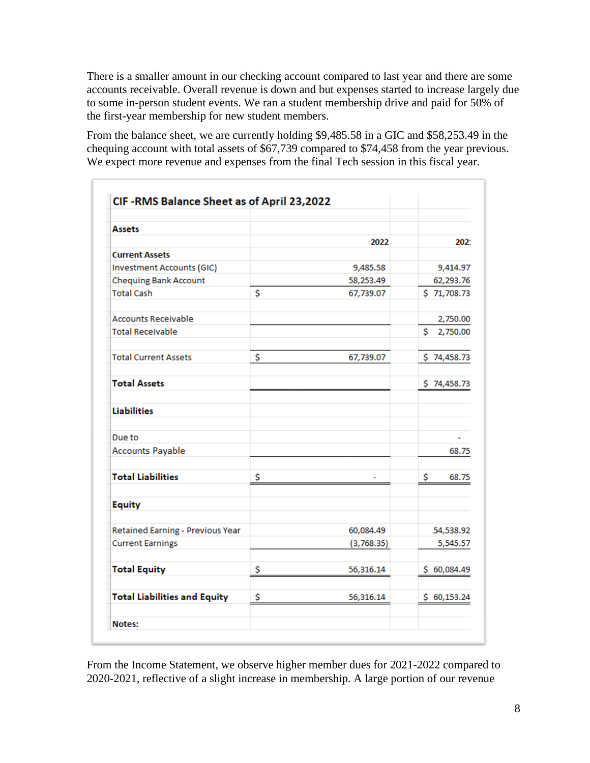There is a smaller amount in our checking account compared to last year and there are some accounts receivable. Overall revenue is down and but expenses started to increase largely due to some in-person student events. We ran a student membership drive and paid for 50% of the first-year membership for new student members.

From the balance sheet, we are currently holding $9,485.58 in a GIC and $58,253.49 in the chequing account with total assets of $67,739 compared to $74,458 from the year previous. We expect more revenue and expenses from the final Tech session in this fiscal year.

| CIF -RMS Balance Sheet as of April 23,2022 | | | |
|---|---|---|---|
| **Assets** | | | |
| | | 2022 | 202: |
| **Current Assets** | | | |
| Investment Accounts (GIC) | | 9,485.58 | 9,414.97 |
| Chequing Bank Account | | 58,253.49 | 62,293.76 |
| Total Cash | $ | 67,739.07 | $ 71,708.73 |
| | | | |
| Accounts Receivable | | | 2,750.00 |
| Total Receivable | | | $ 2,750.00 |
| | | | |
| Total Current Assets | $ | 67,739.07 | $ 74,458.73 |
| | | | |
| **Total Assets** | | | $ 74,458.73 |
| | | | |
| **Liabilities** | | | |
| | | | |
| Due to | | | - |
| Accounts Payable | | | 68.75 |
| | | | |
| **Total Liabilities** | $ | - | $ 68.75 |
| | | | |
| **Equity** | | | |
| | | | |
| Retained Earning - Previous Year | | 60,084.49 | 54,538.92 |
| Current Earnings | | (3,768.35) | 5,545.57 |
| | | | |
| **Total Equity** | $ | 56,316.14 | $ 60,084.49 |
| | | | |
| **Total Liabilities and Equity** | $ | 56,316.14 | $ 60,153.24 |
| | | | |
| **Notes:** | | | |

From the Income Statement, we observe higher member dues for 2021-2022 compared to 2020-2021, reflective of a slight increase in membership. A large portion of our revenue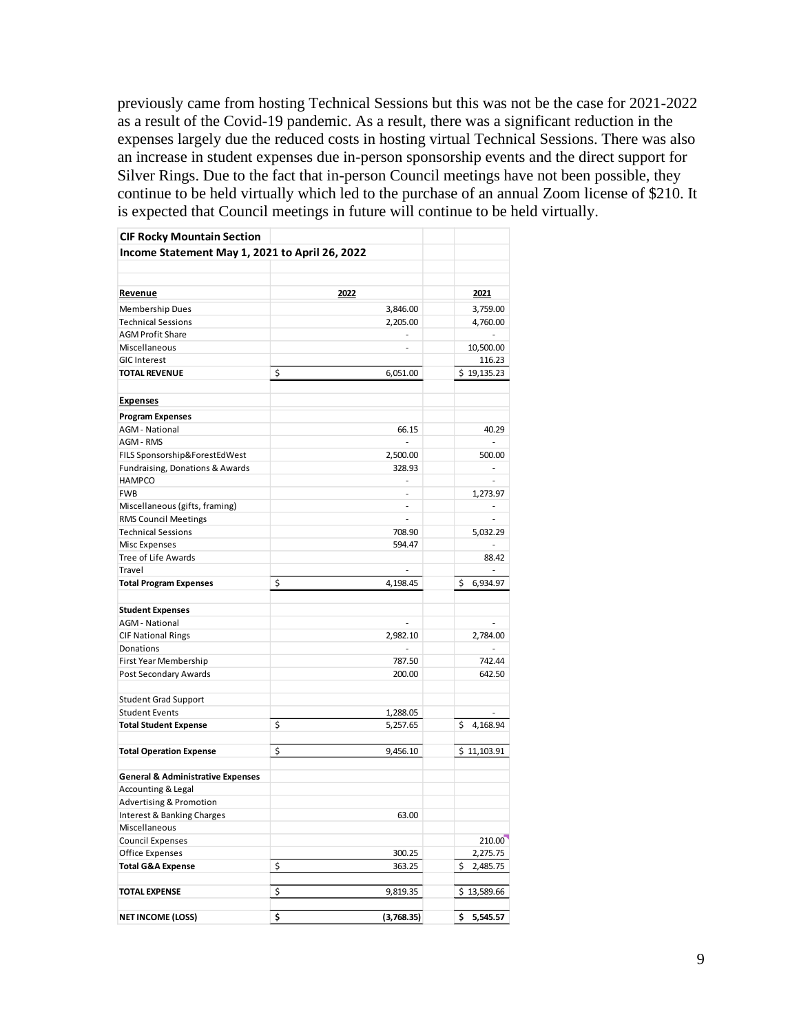previously came from hosting Technical Sessions but this was not be the case for 2021-2022 as a result of the Covid-19 pandemic. As a result, there was a significant reduction in the expenses largely due the reduced costs in hosting virtual Technical Sessions. There was also an increase in student expenses due in-person sponsorship events and the direct support for Silver Rings. Due to the fact that in-person Council meetings have not been possible, they continue to be held virtually which led to the purchase of an annual Zoom license of $210. It is expected that Council meetings in future will continue to be held virtually.

| **CIF Rocky Mountain Section** | | |
|---|---|---|
| **Income Statement May 1, 2021 to April 26, 2022** | | |
| | | |
| **Revenue** | **2022** | **2021** |
| Membership Dues | 3,846.00 | 3,759.00 |
| Technical Sessions | 2,205.00 | 4,760.00 |
| AGM Profit Share | - | - |
| Miscellaneous | - | 10,500.00 |
| GIC Interest | | 116.23 |
| **TOTAL REVENUE** | $ 6,051.00 | $ 19,135.23 |
| | | |
| **Expenses** | | |
| **Program Expenses** | | |
| AGM - National | 66.15 | 40.29 |
| AGM - RMS | - | - |
| FILS Sponsorship&ForestEdWest | 2,500.00 | 500.00 |
| Fundraising, Donations & Awards | 328.93 | - |
| HAMPCO | - | - |
| FWB | - | 1,273.97 |
| Miscellaneous (gifts, framing) | - | - |
| RMS Council Meetings | - | - |
| Technical Sessions | 708.90 | 5,032.29 |
| Misc Expenses | 594.47 | - |
| Tree of Life Awards | | 88.42 |
| Travel | - | - |
| **Total Program Expenses** | $ 4,198.45 | $ 6,934.97 |
| | | |
| **Student Expenses** | | |
| AGM - National | - | - |
| CIF National Rings | 2,982.10 | 2,784.00 |
| Donations | - | - |
| First Year Membership | 787.50 | 742.44 |
| Post Secondary Awards | 200.00 | 642.50 |
| | | |
| Student Grad Support | | |
| Student Events | 1,288.05 | - |
| **Total Student Expense** | $ 5,257.65 | $ 4,168.94 |
| | | |
| **Total Operation Expense** | $ 9,456.10 | $ 11,103.91 |
| | | |
| **General & Administrative Expenses** | | |
| Accounting & Legal | | |
| Advertising & Promotion | | |
| Interest & Banking Charges | 63.00 | |
| Miscellaneous | | |
| Council Expenses | | 210.00 |
| Office Expenses | 300.25 | 2,275.75 |
| **Total G&A Expense** | $ 363.25 | $ 2,485.75 |
| | | |
| **TOTAL EXPENSE** | $ 9,819.35 | $ 13,589.66 |
| | | |
| **NET INCOME (LOSS)** | **$ (3,768.35)** | **$ 5,545.57** |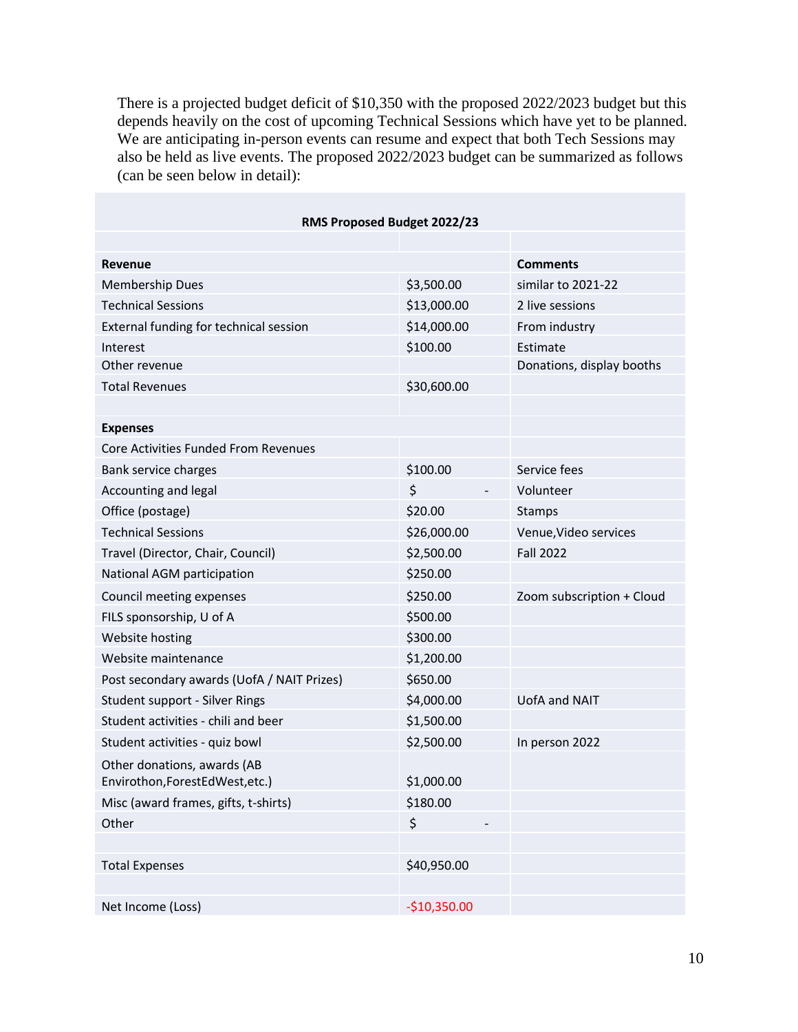There is a projected budget deficit of $10,350 with the proposed 2022/2023 budget but this depends heavily on the cost of upcoming Technical Sessions which have yet to be planned. We are anticipating in-person events can resume and expect that both Tech Sessions may also be held as live events. The proposed 2022/2023 budget can be summarized as follows (can be seen below in detail):

| RMS Proposed Budget 2022/23 | | |
|---|---|---|
| | | |
| **Revenue** | | **Comments** |
| Membership Dues | $3,500.00 | similar to 2021-22 |
| Technical Sessions | $13,000.00 | 2 live sessions |
| External funding for technical session | $14,000.00 | From industry |
| Interest | $100.00 | Estimate |
| Other revenue | | Donations, display booths |
| Total Revenues | $30,600.00 | |
| | | |
| **Expenses** | | |
| Core Activities Funded From Revenues | | |
| Bank service charges | $100.00 | Service fees |
| Accounting and legal | $ - | Volunteer |
| Office (postage) | $20.00 | Stamps |
| Technical Sessions | $26,000.00 | Venue,Video services |
| Travel (Director, Chair, Council) | $2,500.00 | Fall 2022 |
| National AGM participation | $250.00 | |
| Council meeting expenses | $250.00 | Zoom subscription + Cloud |
| FILS sponsorship, U of A | $500.00 | |
| Website hosting | $300.00 | |
| Website maintenance | $1,200.00 | |
| Post secondary awards (UofA / NAIT Prizes) | $650.00 | |
| Student support - Silver Rings | $4,000.00 | UofA and NAIT |
| Student activities - chili and beer | $1,500.00 | |
| Student activities - quiz bowl | $2,500.00 | In person 2022 |
| Other donations, awards (AB Envirothon,ForestEdWest,etc.) | $1,000.00 | |
| Misc (award frames, gifts, t-shirts) | $180.00 | |
| Other | $ - | |
| | | |
| Total Expenses | $40,950.00 | |
| | | |
| Net Income (Loss) | -$10,350.00 | |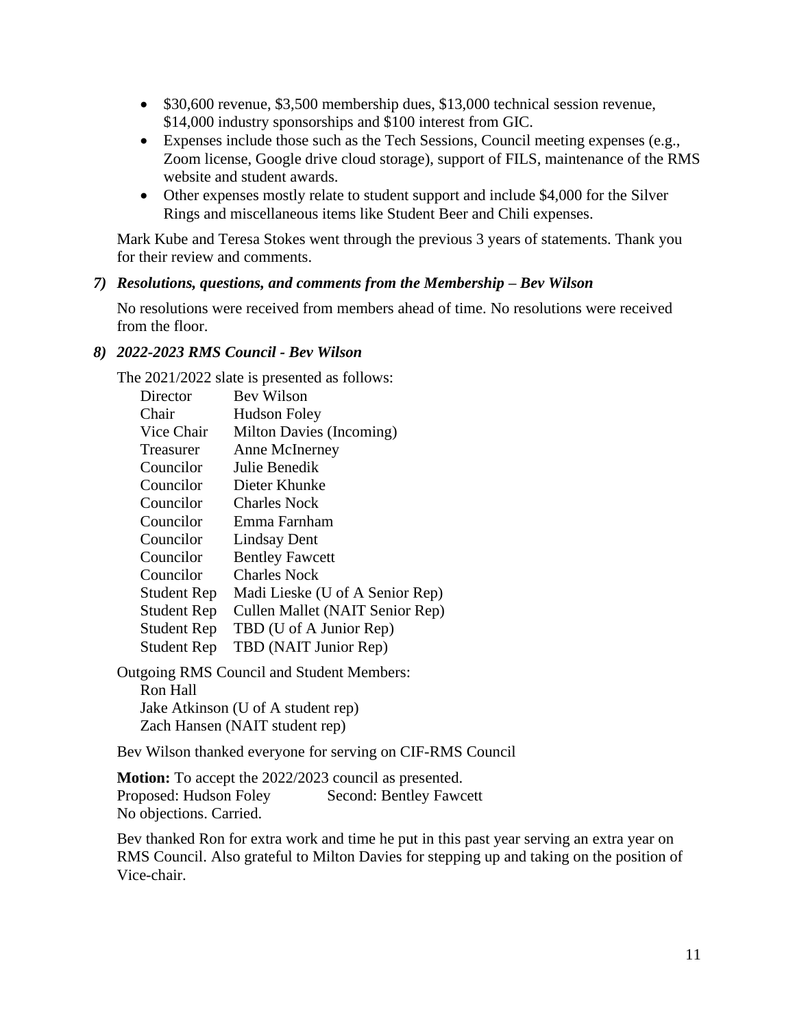- $30,600 revenue, $3,500 membership dues, $13,000 technical session revenue, $14,000 industry sponsorships and $100 interest from GIC.
- Expenses include those such as the Tech Sessions, Council meeting expenses (e.g., Zoom license, Google drive cloud storage), support of FILS, maintenance of the RMS website and student awards.
- Other expenses mostly relate to student support and include $4,000 for the Silver Rings and miscellaneous items like Student Beer and Chili expenses.

Mark Kube and Teresa Stokes went through the previous 3 years of statements. Thank you for their review and comments.

### *7) Resolutions, questions, and comments from the Membership – Bev Wilson*

No resolutions were received from members ahead of time. No resolutions were received from the floor.

### *8) 2022-2023 RMS Council - Bev Wilson*

The 2021/2022 slate is presented as follows:

| | |
|---|---|
| Director | Bev Wilson |
| Chair | Hudson Foley |
| Vice Chair | Milton Davies (Incoming) |
| Treasurer | Anne McInerney |
| Councilor | Julie Benedik |
| Councilor | Dieter Khunke |
| Councilor | Charles Nock |
| Councilor | Emma Farnham |
| Councilor | Lindsay Dent |
| Councilor | Bentley Fawcett |
| Councilor | Charles Nock |
| Student Rep | Madi Lieske (U of A Senior Rep) |
| Student Rep | Cullen Mallet (NAIT Senior Rep) |
| Student Rep | TBD (U of A Junior Rep) |
| Student Rep | TBD (NAIT Junior Rep) |

Outgoing RMS Council and Student Members:

Ron Hall
Jake Atkinson (U of A student rep)
Zach Hansen (NAIT student rep)

Bev Wilson thanked everyone for serving on CIF-RMS Council

**Motion:** To accept the 2022/2023 council as presented.
Proposed: Hudson Foley Second: Bentley Fawcett
No objections. Carried.

Bev thanked Ron for extra work and time he put in this past year serving an extra year on RMS Council. Also grateful to Milton Davies for stepping up and taking on the position of Vice-chair.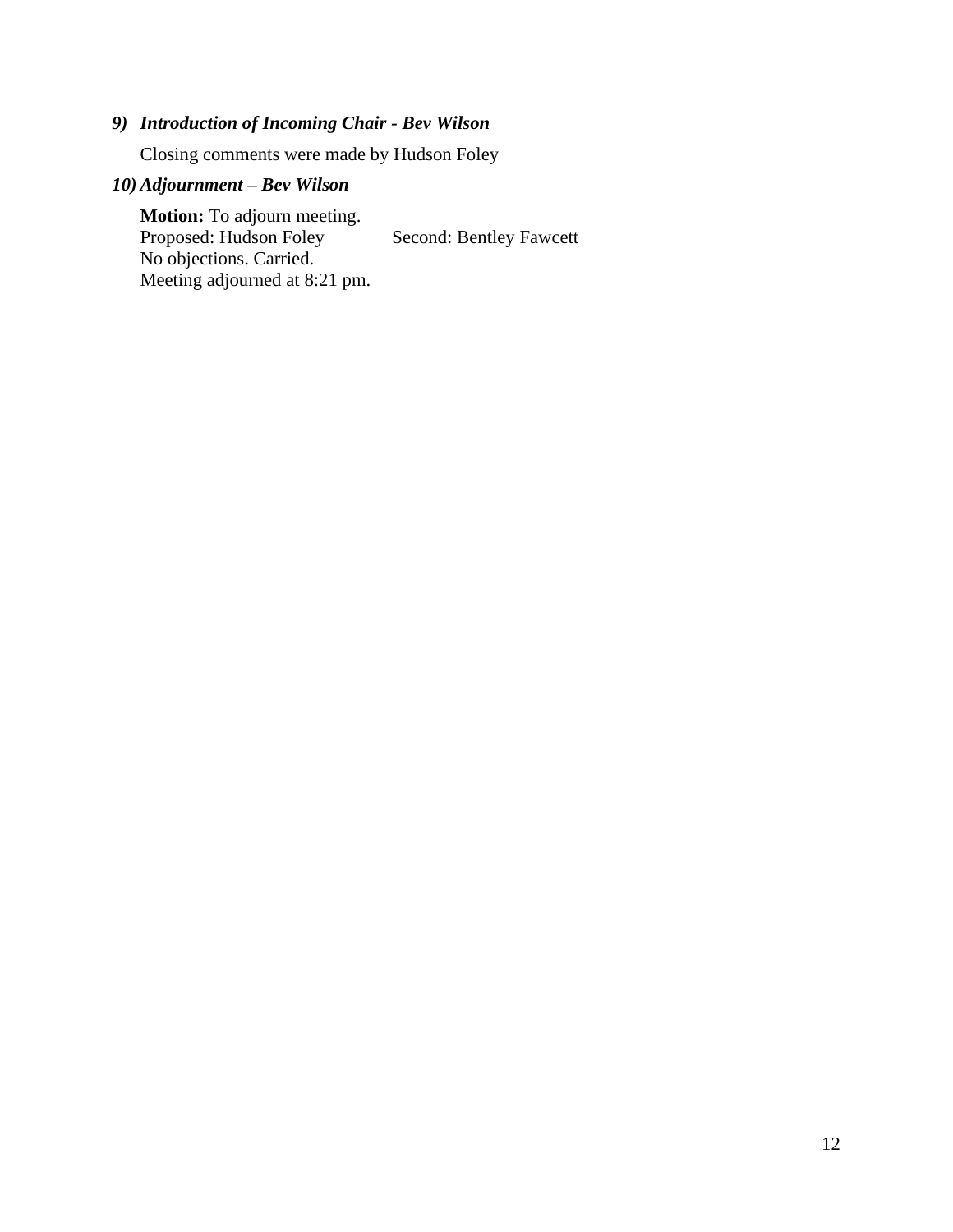### *9) Introduction of Incoming Chair - Bev Wilson*

Closing comments were made by Hudson Foley

### *10) Adjournment – Bev Wilson*

**Motion:** To adjourn meeting.
Proposed: Hudson Foley Second: Bentley Fawcett
No objections. Carried.
Meeting adjourned at 8:21 pm.